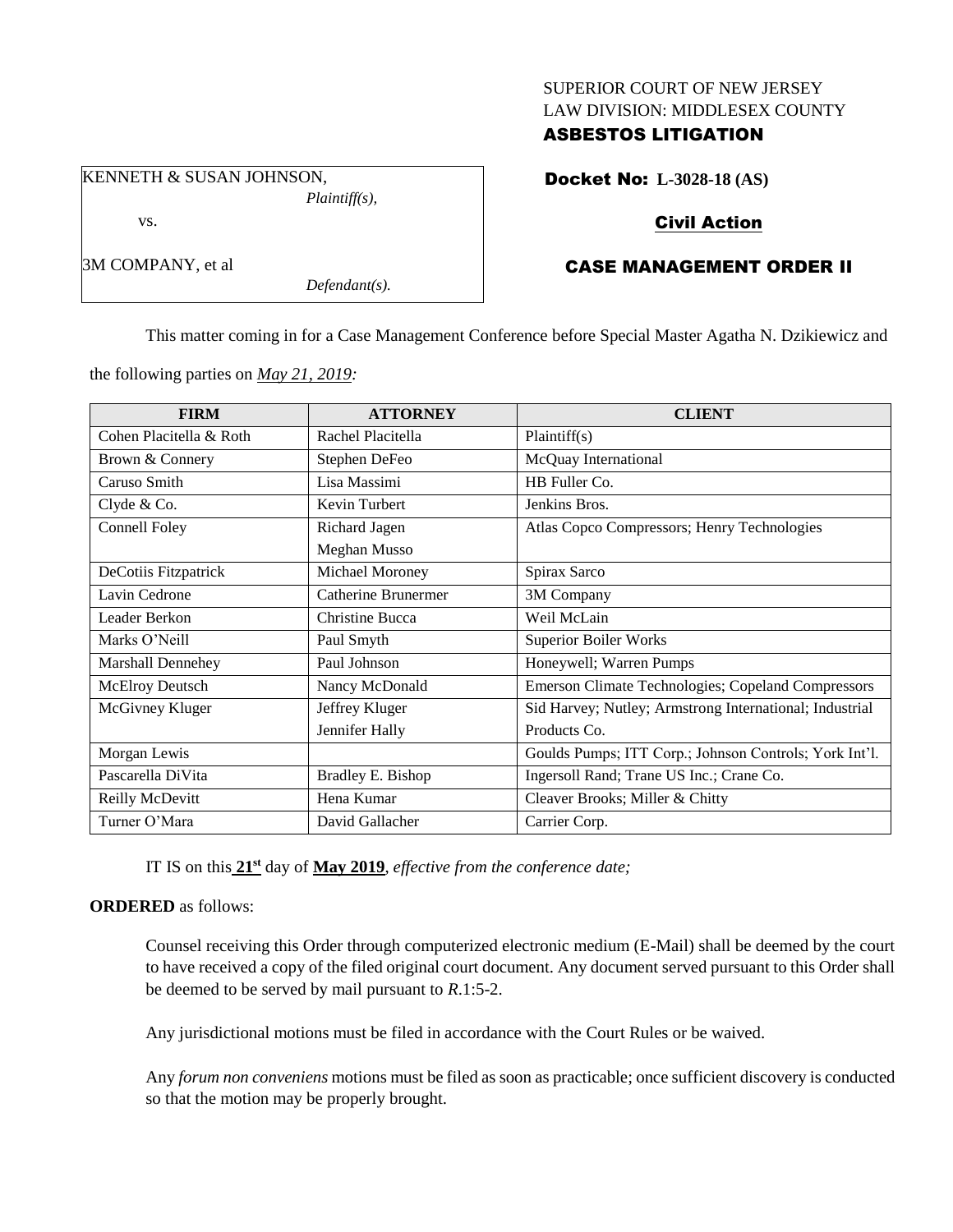SUPERIOR COURT OF NEW JERSEY
LAW DIVISION: MIDDLESEX COUNTY

**ASBESTOS LITIGATION**

KENNETH & SUSAN JOHNSON,
*Plaintiff(s),*

vs.

3M COMPANY, et al
*Defendant(s).*

**Docket No: L-3028-18 (AS)**

**Civil Action**

**CASE MANAGEMENT ORDER II**

This matter coming in for a Case Management Conference before Special Master Agatha N. Dzikiewicz and the following parties on *May 21, 2019:*

| FIRM | ATTORNEY | CLIENT |
|---|---|---|
| Cohen Placitella & Roth | Rachel Placitella | Plaintiff(s) |
| Brown & Connery | Stephen DeFeo | McQuay International |
| Caruso Smith | Lisa Massimi | HB Fuller Co. |
| Clyde & Co. | Kevin Turbert | Jenkins Bros. |
| Connell Foley | Richard Jagen<br>Meghan Musso | Atlas Copco Compressors; Henry Technologies |
| DeCotiis Fitzpatrick | Michael Moroney | Spirax Sarco |
| Lavin Cedrone | Catherine Brunermer | 3M Company |
| Leader Berkon | Christine Bucca | Weil McLain |
| Marks O'Neill | Paul Smyth | Superior Boiler Works |
| Marshall Dennehey | Paul Johnson | Honeywell; Warren Pumps |
| McElroy Deutsch | Nancy McDonald | Emerson Climate Technologies; Copeland Compressors |
| McGivney Kluger | Jeffrey Kluger<br>Jennifer Hally | Sid Harvey; Nutley; Armstrong International; Industrial Products Co. |
| Morgan Lewis | | Goulds Pumps; ITT Corp.; Johnson Controls; York Int'l. |
| Pascarella DiVita | Bradley E. Bishop | Ingersoll Rand; Trane US Inc.; Crane Co. |
| Reilly McDevitt | Hena Kumar | Cleaver Brooks; Miller & Chitty |
| Turner O'Mara | David Gallacher | Carrier Corp. |

IT IS on this **21st** day of **May 2019**, *effective from the conference date;*

**ORDERED** as follows:

Counsel receiving this Order through computerized electronic medium (E-Mail) shall be deemed by the court to have received a copy of the filed original court document. Any document served pursuant to this Order shall be deemed to be served by mail pursuant to *R*.1:5-2.

Any jurisdictional motions must be filed in accordance with the Court Rules or be waived.

Any *forum non conveniens* motions must be filed as soon as practicable; once sufficient discovery is conducted so that the motion may be properly brought.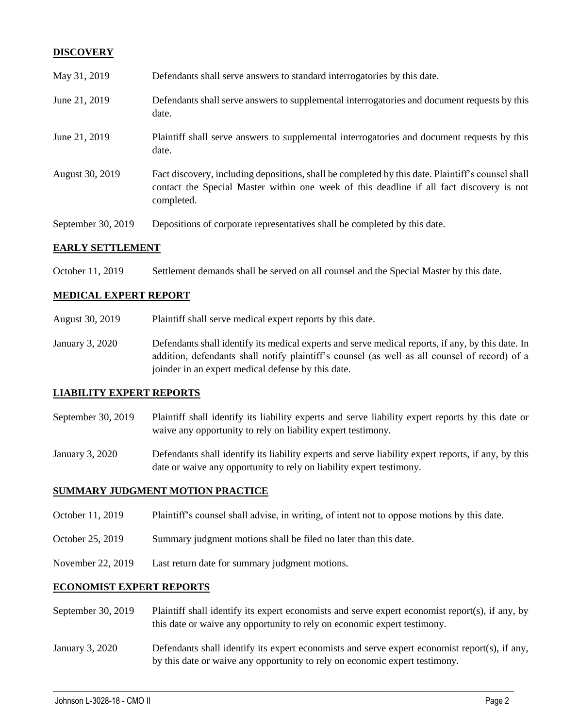## DISCOVERY

| | |
|---|---|
| May 31, 2019 | Defendants shall serve answers to standard interrogatories by this date. |
| June 21, 2019 | Defendants shall serve answers to supplemental interrogatories and document requests by this date. |
| June 21, 2019 | Plaintiff shall serve answers to supplemental interrogatories and document requests by this date. |
| August 30, 2019 | Fact discovery, including depositions, shall be completed by this date. Plaintiff's counsel shall contact the Special Master within one week of this deadline if all fact discovery is not completed. |
| September 30, 2019 | Depositions of corporate representatives shall be completed by this date. |

## EARLY SETTLEMENT

| | |
|---|---|
| October 11, 2019 | Settlement demands shall be served on all counsel and the Special Master by this date. |

## MEDICAL EXPERT REPORT

| | |
|---|---|
| August 30, 2019 | Plaintiff shall serve medical expert reports by this date. |
| January 3, 2020 | Defendants shall identify its medical experts and serve medical reports, if any, by this date. In addition, defendants shall notify plaintiff's counsel (as well as all counsel of record) of a joinder in an expert medical defense by this date. |

## LIABILITY EXPERT REPORTS

| | |
|---|---|
| September 30, 2019 | Plaintiff shall identify its liability experts and serve liability expert reports by this date or waive any opportunity to rely on liability expert testimony. |
| January 3, 2020 | Defendants shall identify its liability experts and serve liability expert reports, if any, by this date or waive any opportunity to rely on liability expert testimony. |

## SUMMARY JUDGMENT MOTION PRACTICE

| | |
|---|---|
| October 11, 2019 | Plaintiff's counsel shall advise, in writing, of intent not to oppose motions by this date. |
| October 25, 2019 | Summary judgment motions shall be filed no later than this date. |
| November 22, 2019 | Last return date for summary judgment motions. |

## ECONOMIST EXPERT REPORTS

| | |
|---|---|
| September 30, 2019 | Plaintiff shall identify its expert economists and serve expert economist report(s), if any, by this date or waive any opportunity to rely on economic expert testimony. |
| January 3, 2020 | Defendants shall identify its expert economists and serve expert economist report(s), if any, by this date or waive any opportunity to rely on economic expert testimony. |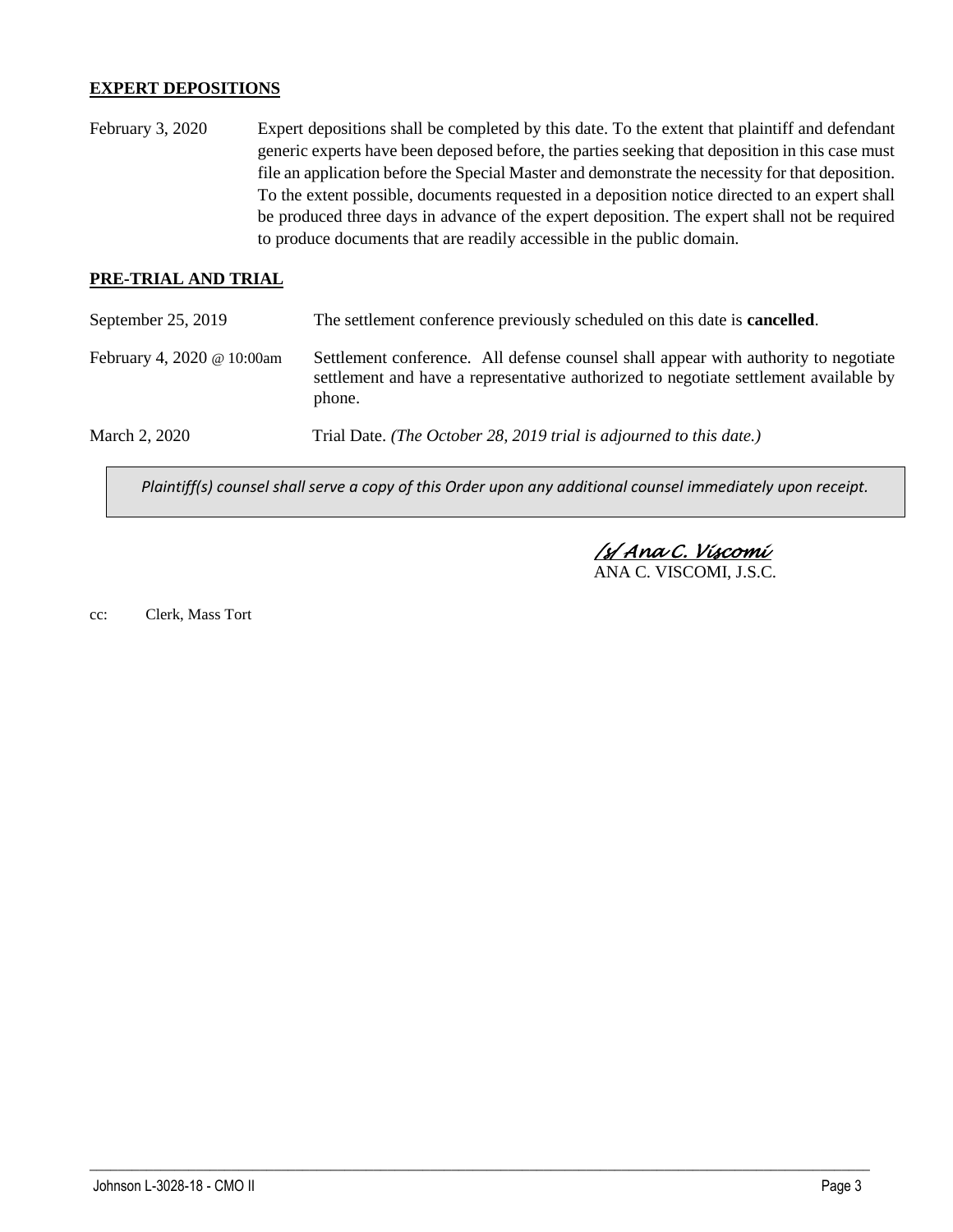**EXPERT DEPOSITIONS**

| | |
|---|---|
| February 3, 2020 | Expert depositions shall be completed by this date. To the extent that plaintiff and defendant generic experts have been deposed before, the parties seeking that deposition in this case must file an application before the Special Master and demonstrate the necessity for that deposition. To the extent possible, documents requested in a deposition notice directed to an expert shall be produced three days in advance of the expert deposition. The expert shall not be required to produce documents that are readily accessible in the public domain. |

**PRE-TRIAL AND TRIAL**

| | |
|---|---|
| September 25, 2019 | The settlement conference previously scheduled on this date is **cancelled**. |
| February 4, 2020 @ 10:00am | Settlement conference. All defense counsel shall appear with authority to negotiate settlement and have a representative authorized to negotiate settlement available by phone. |
| March 2, 2020 | Trial Date. *(The October 28, 2019 trial is adjourned to this date.)* |

*Plaintiff(s) counsel shall serve a copy of this Order upon any additional counsel immediately upon receipt.*

*/s/ Ana C. Viscomi*
ANA C. VISCOMI, J.S.C.

cc: Clerk, Mass Tort